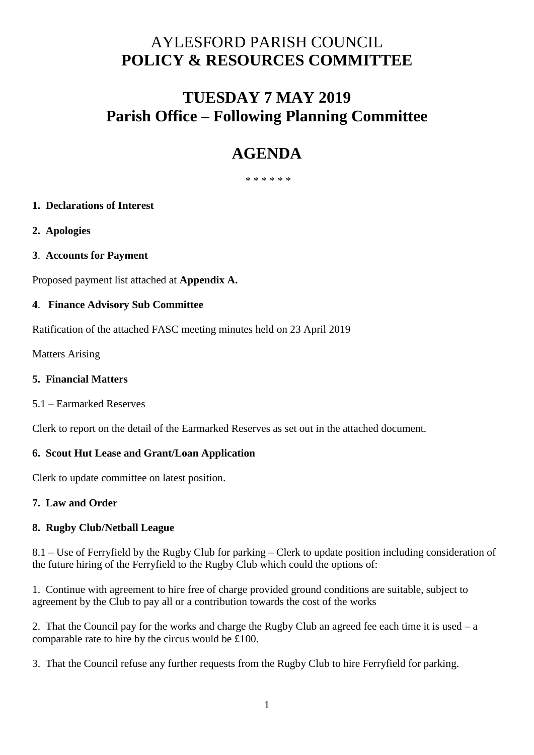# AYLESFORD PARISH COUNCIL
# POLICY & RESOURCES COMMITTEE

## TUESDAY 7 MAY 2019
## Parish Office – Following Planning Committee

## AGENDA

\* \* \* \* \* \*

**1. Declarations of Interest**

**2. Apologies**

**3. Accounts for Payment**

Proposed payment list attached at **Appendix A.**

**4. Finance Advisory Sub Committee**

Ratification of the attached FASC meeting minutes held on 23 April 2019

Matters Arising

**5. Financial Matters**

5.1 – Earmarked Reserves

Clerk to report on the detail of the Earmarked Reserves as set out in the attached document.

**6. Scout Hut Lease and Grant/Loan Application**

Clerk to update committee on latest position.

**7. Law and Order**

**8. Rugby Club/Netball League**

8.1 – Use of Ferryfield by the Rugby Club for parking – Clerk to update position including consideration of the future hiring of the Ferryfield to the Rugby Club which could the options of:

1. Continue with agreement to hire free of charge provided ground conditions are suitable, subject to agreement by the Club to pay all or a contribution towards the cost of the works

2. That the Council pay for the works and charge the Rugby Club an agreed fee each time it is used – a comparable rate to hire by the circus would be £100.

3. That the Council refuse any further requests from the Rugby Club to hire Ferryfield for parking.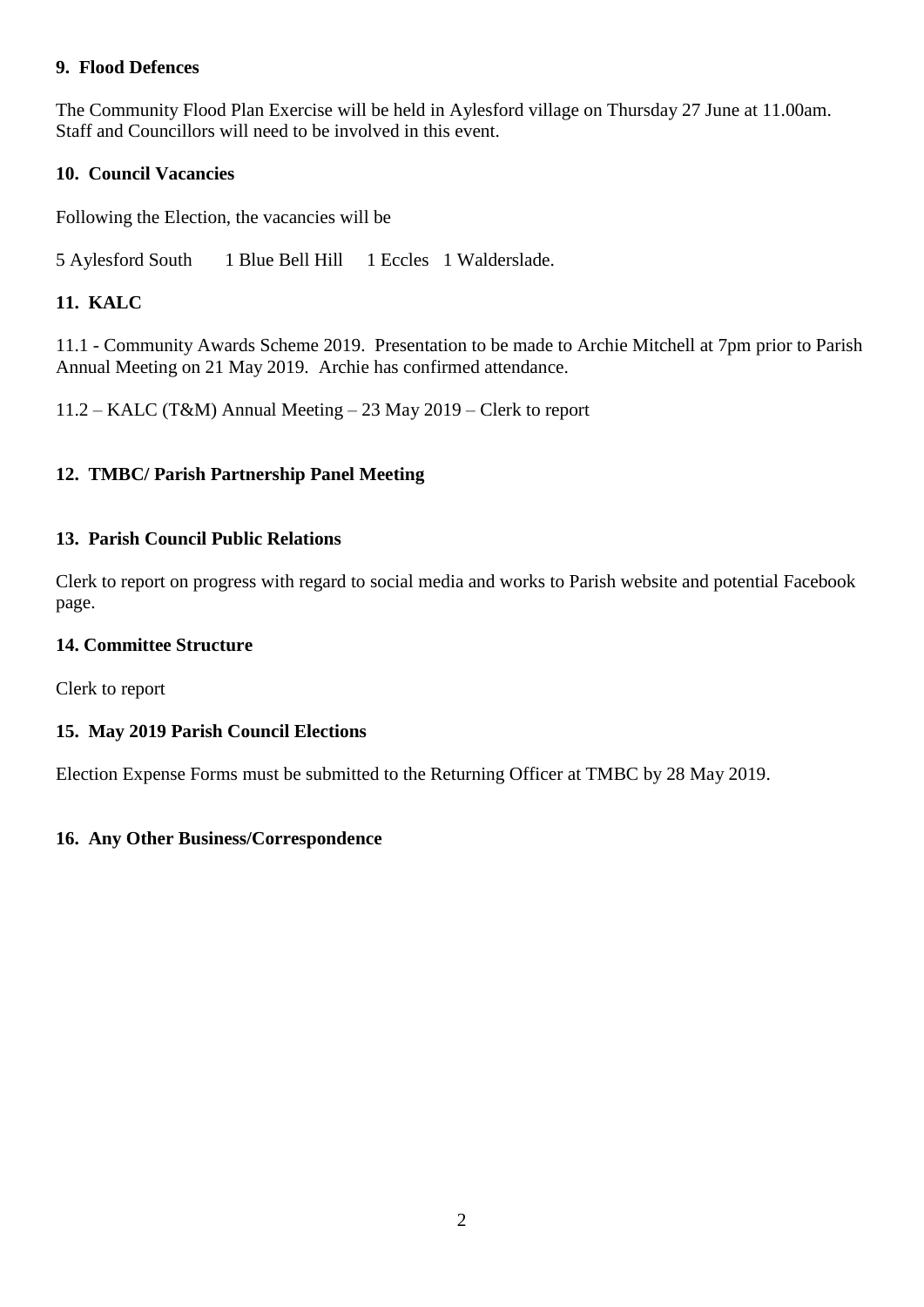### 9. Flood Defences

The Community Flood Plan Exercise will be held in Aylesford village on Thursday 27 June at 11.00am. Staff and Councillors will need to be involved in this event.

### 10. Council Vacancies

Following the Election, the vacancies will be

5 Aylesford South  1 Blue Bell Hill  1 Eccles  1 Walderslade.

### 11. KALC

11.1 - Community Awards Scheme 2019. Presentation to be made to Archie Mitchell at 7pm prior to Parish Annual Meeting on 21 May 2019. Archie has confirmed attendance.

11.2 – KALC (T&M) Annual Meeting – 23 May 2019 – Clerk to report

### 12. TMBC/ Parish Partnership Panel Meeting

### 13. Parish Council Public Relations

Clerk to report on progress with regard to social media and works to Parish website and potential Facebook page.

### 14. Committee Structure

Clerk to report

### 15. May 2019 Parish Council Elections

Election Expense Forms must be submitted to the Returning Officer at TMBC by 28 May 2019.

### 16. Any Other Business/Correspondence